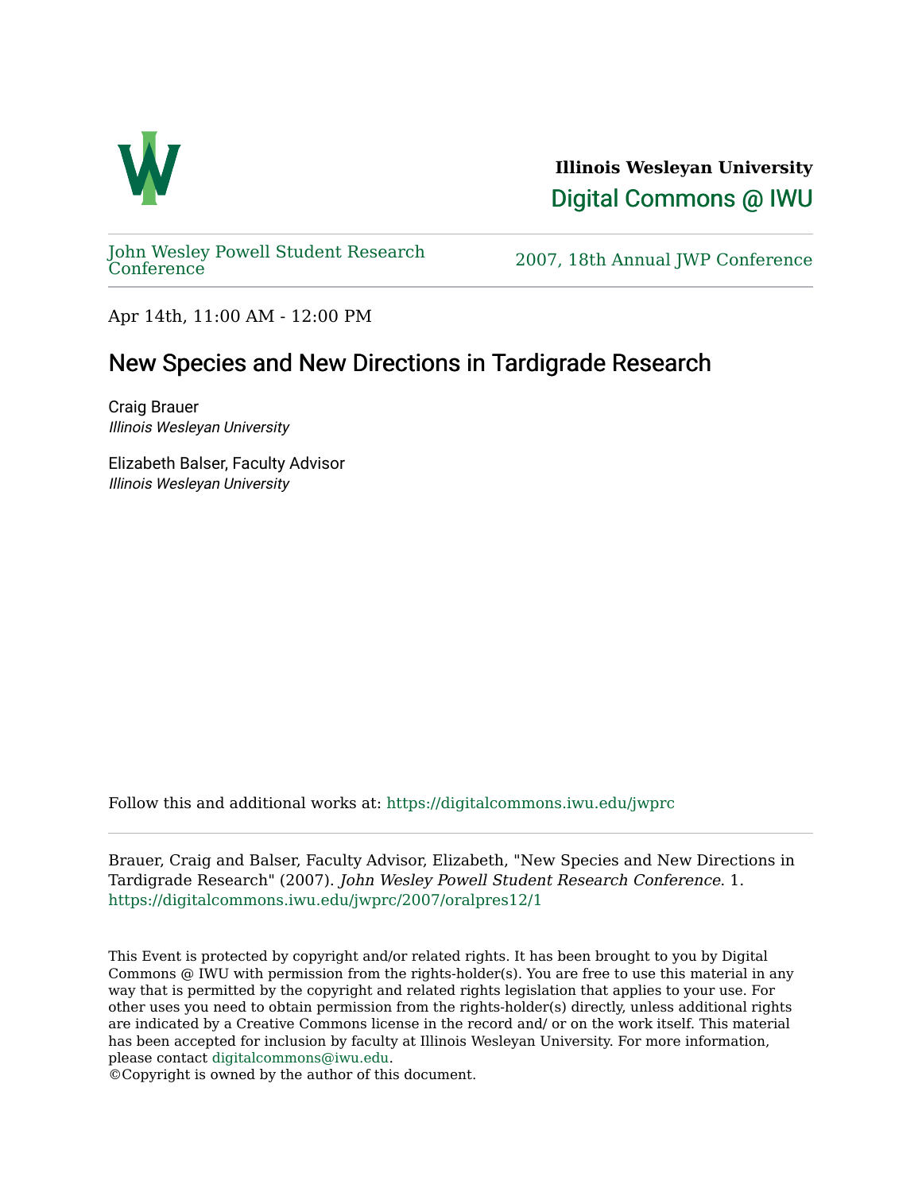**Illinois Wesleyan University**

Digital Commons @ IWU

John Wesley Powell Student Research Conference

2007, 18th Annual JWP Conference

Apr 14th, 11:00 AM - 12:00 PM

# New Species and New Directions in Tardigrade Research

Craig Brauer
*Illinois Wesleyan University*

Elizabeth Balser, Faculty Advisor
*Illinois Wesleyan University*

Follow this and additional works at: https://digitalcommons.iwu.edu/jwprc

Brauer, Craig and Balser, Faculty Advisor, Elizabeth, "New Species and New Directions in Tardigrade Research" (2007). *John Wesley Powell Student Research Conference*. 1.
https://digitalcommons.iwu.edu/jwprc/2007/oralpres12/1

This Event is protected by copyright and/or related rights. It has been brought to you by Digital Commons @ IWU with permission from the rights-holder(s). You are free to use this material in any way that is permitted by the copyright and related rights legislation that applies to your use. For other uses you need to obtain permission from the rights-holder(s) directly, unless additional rights are indicated by a Creative Commons license in the record and/ or on the work itself. This material has been accepted for inclusion by faculty at Illinois Wesleyan University. For more information, please contact digitalcommons@iwu.edu.
©Copyright is owned by the author of this document.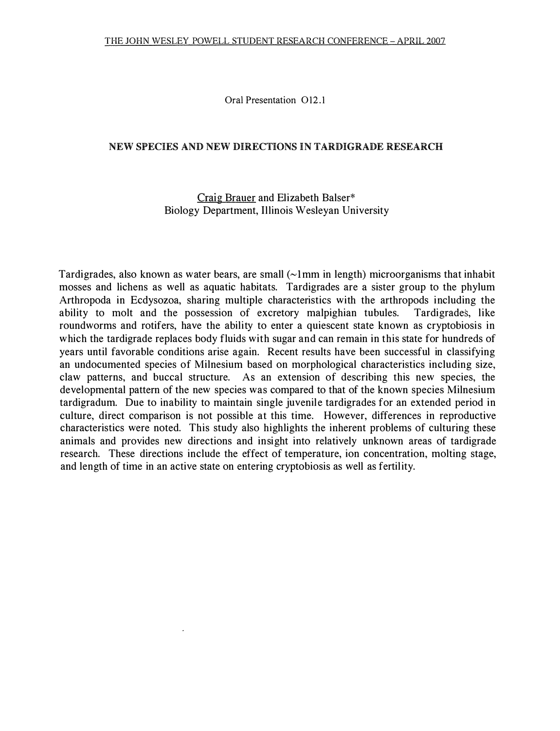Oral Presentation O12.1

## NEW SPECIES AND NEW DIRECTIONS IN TARDIGRADE RESEARCH

Craig Brauer and Elizabeth Balser*
Biology Department, Illinois Wesleyan University

Tardigrades, also known as water bears, are small (~1mm in length) microorganisms that inhabit mosses and lichens as well as aquatic habitats. Tardigrades are a sister group to the phylum Arthropoda in Ecdysozoa, sharing multiple characteristics with the arthropods including the ability to molt and the possession of excretory malpighian tubules. Tardigrades, like roundworms and rotifers, have the ability to enter a quiescent state known as cryptobiosis in which the tardigrade replaces body fluids with sugar and can remain in this state for hundreds of years until favorable conditions arise again. Recent results have been successful in classifying an undocumented species of Milnesium based on morphological characteristics including size, claw patterns, and buccal structure. As an extension of describing this new species, the developmental pattern of the new species was compared to that of the known species Milnesium tardigradum. Due to inability to maintain single juvenile tardigrades for an extended period in culture, direct comparison is not possible at this time. However, differences in reproductive characteristics were noted. This study also highlights the inherent problems of culturing these animals and provides new directions and insight into relatively unknown areas of tardigrade research. These directions include the effect of temperature, ion concentration, molting stage, and length of time in an active state on entering cryptobiosis as well as fertility.